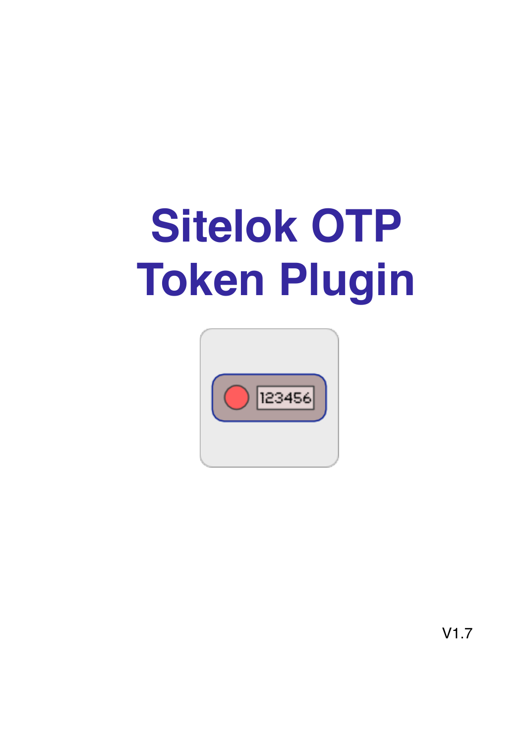# Sitelok OTP Token Plugin

V1.7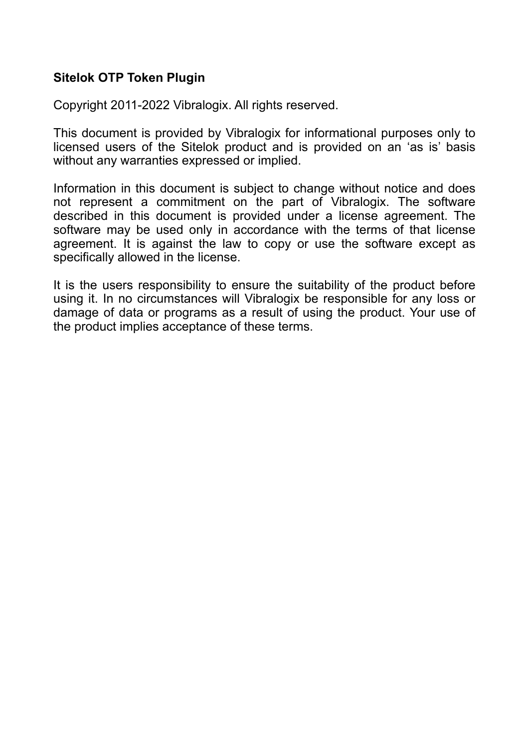**Sitelok OTP Token Plugin**

Copyright 2011-2022 Vibralogix. All rights reserved.

This document is provided by Vibralogix for informational purposes only to licensed users of the Sitelok product and is provided on an 'as is' basis without any warranties expressed or implied.

Information in this document is subject to change without notice and does not represent a commitment on the part of Vibralogix. The software described in this document is provided under a license agreement. The software may be used only in accordance with the terms of that license agreement. It is against the law to copy or use the software except as specifically allowed in the license.

It is the users responsibility to ensure the suitability of the product before using it. In no circumstances will Vibralogix be responsible for any loss or damage of data or programs as a result of using the product. Your use of the product implies acceptance of these terms.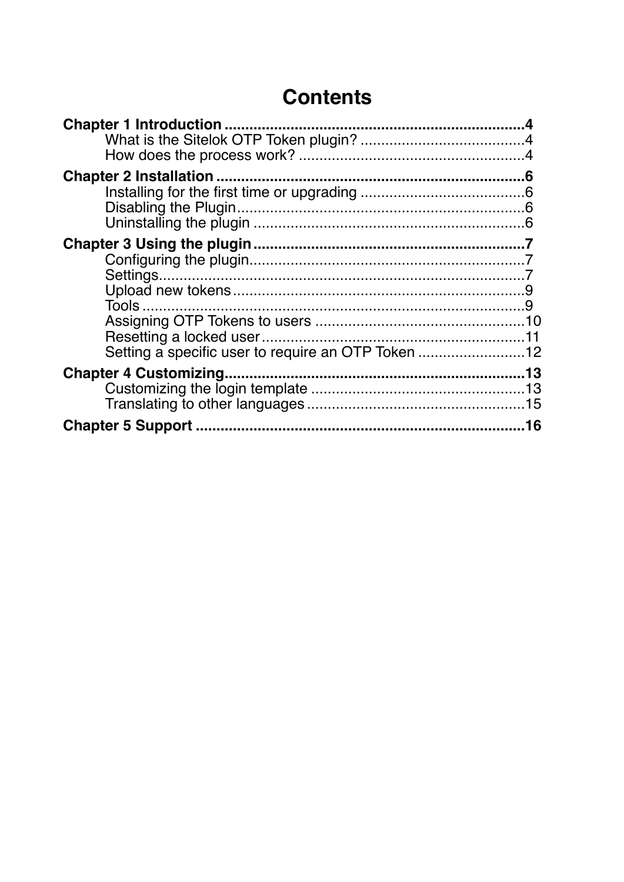# Contents

**Chapter 1 Introduction** ........................................................................ **4**
- What is the Sitelok OTP Token plugin? ........................................ 4
- How does the process work? ....................................................... 4

**Chapter 2 Installation** .......................................................................... **6**
- Installing for the first time or upgrading ........................................ 6
- Disabling the Plugin ...................................................................... 6
- Uninstalling the plugin .................................................................. 6

**Chapter 3 Using the plugin** ................................................................. **7**
- Configuring the plugin ................................................................... 7
- Settings ......................................................................................... 7
- Upload new tokens ........................................................................ 9
- Tools .............................................................................................. 9
- Assigning OTP Tokens to users ................................................... 10
- Resetting a locked user ................................................................ 11
- Setting a specific user to require an OTP Token .......................... 12

**Chapter 4 Customizing** ........................................................................ **13**
- Customizing the login template .................................................... 13
- Translating to other languages ..................................................... 15

**Chapter 5 Support** ............................................................................... **16**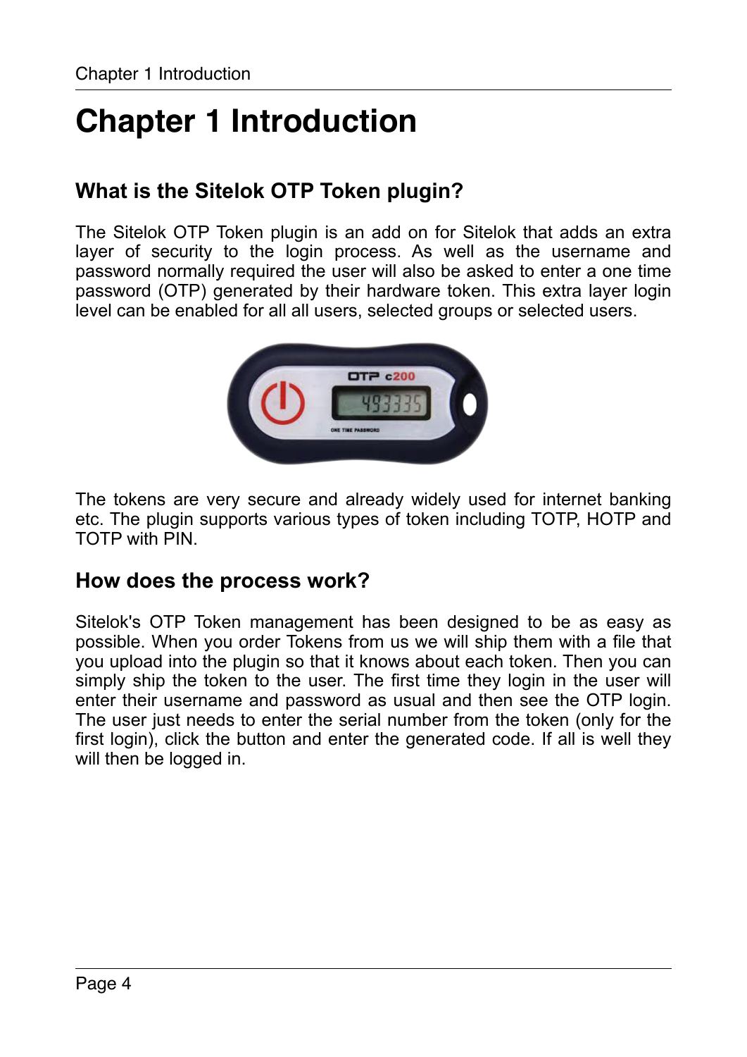# Chapter 1 Introduction

## What is the Sitelok OTP Token plugin?

The Sitelok OTP Token plugin is an add on for Sitelok that adds an extra layer of security to the login process. As well as the username and password normally required the user will also be asked to enter a one time password (OTP) generated by their hardware token. This extra layer login level can be enabled for all all users, selected groups or selected users.

The tokens are very secure and already widely used for internet banking etc. The plugin supports various types of token including TOTP, HOTP and TOTP with PIN.

## How does the process work?

Sitelok's OTP Token management has been designed to be as easy as possible. When you order Tokens from us we will ship them with a file that you upload into the plugin so that it knows about each token. Then you can simply ship the token to the user. The first time they login in the user will enter their username and password as usual and then see the OTP login. The user just needs to enter the serial number from the token (only for the first login), click the button and enter the generated code. If all is well they will then be logged in.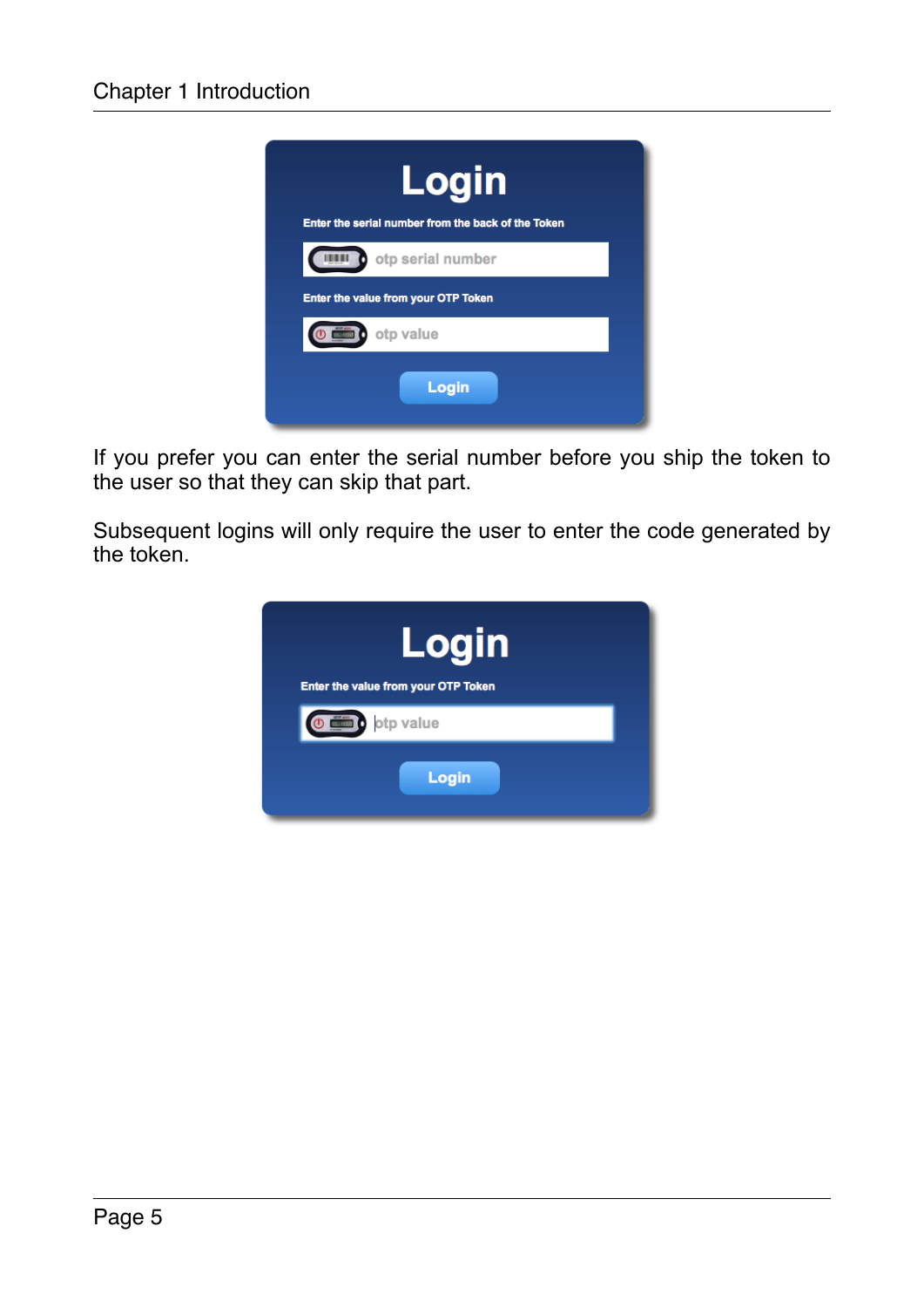If you prefer you can enter the serial number before you ship the token to the user so that they can skip that part.

Subsequent logins will only require the user to enter the code generated by the token.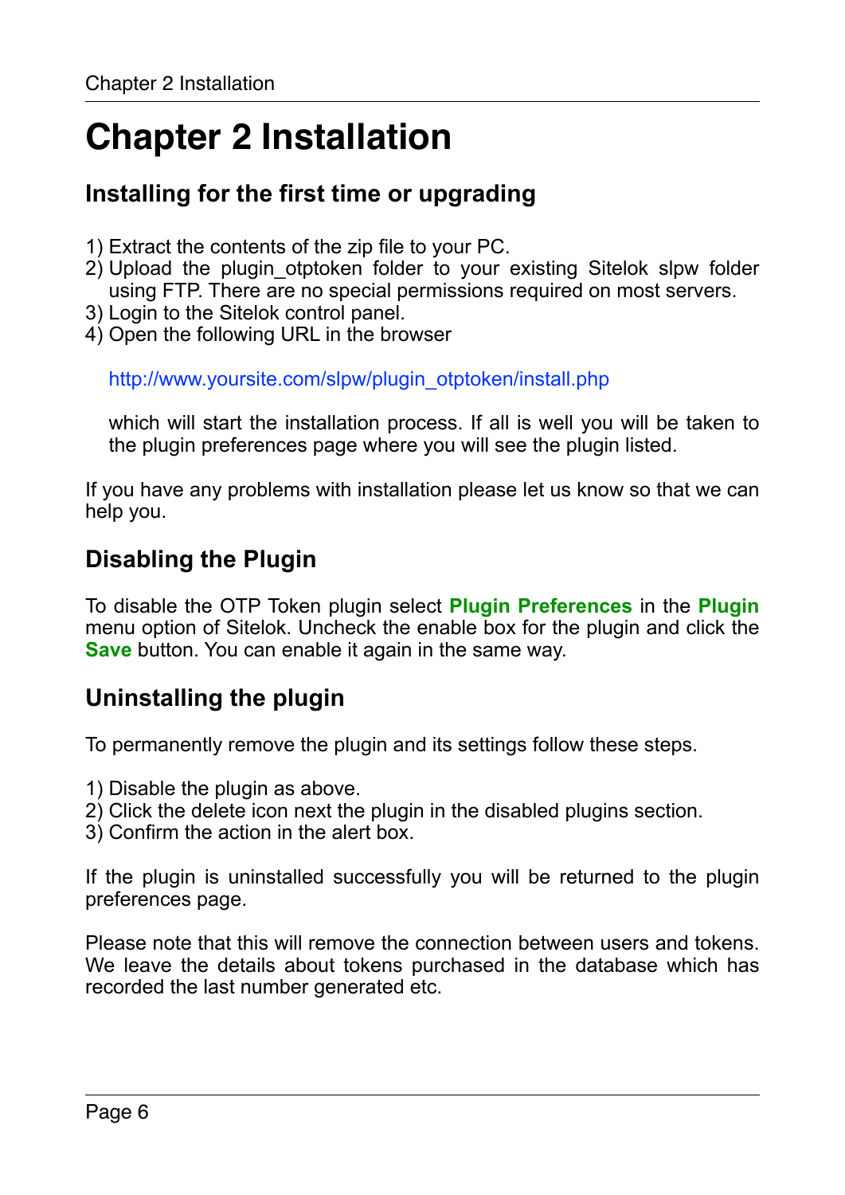# Chapter 2 Installation

## Installing for the first time or upgrading

1) Extract the contents of the zip file to your PC.
2) Upload the plugin_otptoken folder to your existing Sitelok slpw folder using FTP. There are no special permissions required on most servers.
3) Login to the Sitelok control panel.
4) Open the following URL in the browser

   http://www.yoursite.com/slpw/plugin_otptoken/install.php

   which will start the installation process. If all is well you will be taken to the plugin preferences page where you will see the plugin listed.

If you have any problems with installation please let us know so that we can help you.

## Disabling the Plugin

To disable the OTP Token plugin select **Plugin Preferences** in the **Plugin** menu option of Sitelok. Uncheck the enable box for the plugin and click the **Save** button. You can enable it again in the same way.

## Uninstalling the plugin

To permanently remove the plugin and its settings follow these steps.

1) Disable the plugin as above.
2) Click the delete icon next the plugin in the disabled plugins section.
3) Confirm the action in the alert box.

If the plugin is uninstalled successfully you will be returned to the plugin preferences page.

Please note that this will remove the connection between users and tokens. We leave the details about tokens purchased in the database which has recorded the last number generated etc.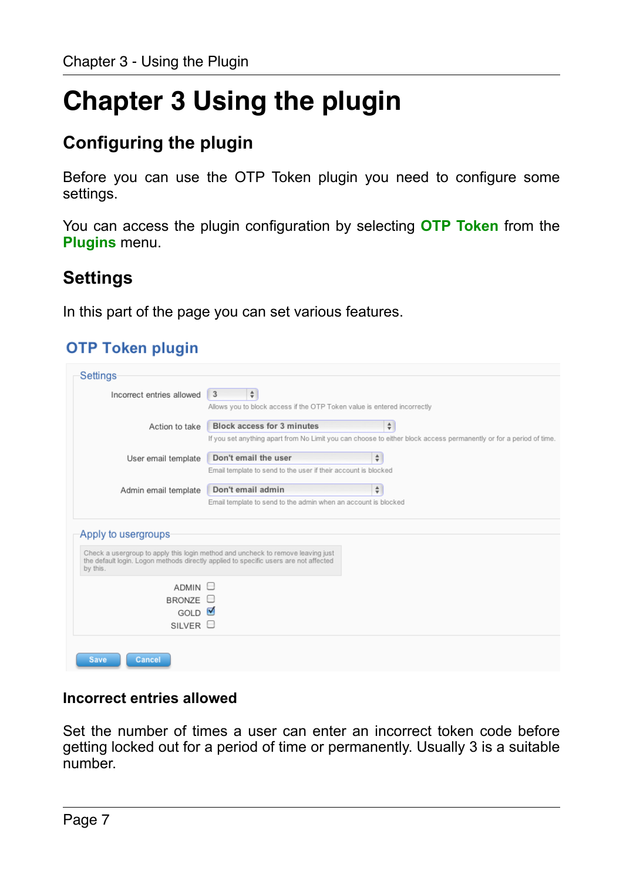# Chapter 3 Using the plugin

## Configuring the plugin

Before you can use the OTP Token plugin you need to configure some settings.

You can access the plugin configuration by selecting **OTP Token** from the **Plugins** menu.

## Settings

In this part of the page you can set various features.

OTP Token plugin

Settings

Incorrect entries allowed: 3
Allows you to block access if the OTP Token value is entered incorrectly

Action to take: Block access for 3 minutes
If you set anything apart from No Limit you can choose to either block access permanently or for a period of time.

User email template: Don't email the user
Email template to send to the user if their account is blocked

Admin email template: Don't email admin
Email template to send to the admin when an account is blocked

Apply to usergroups

Check a usergroup to apply this login method and uncheck to remove leaving just the default login. Logon methods directly applied to specific users are not affected by this.

- [ ] ADMIN
- [ ] BRONZE
- [x] GOLD
- [ ] SILVER

Save Cancel

### Incorrect entries allowed

Set the number of times a user can enter an incorrect token code before getting locked out for a period of time or permanently. Usually 3 is a suitable number.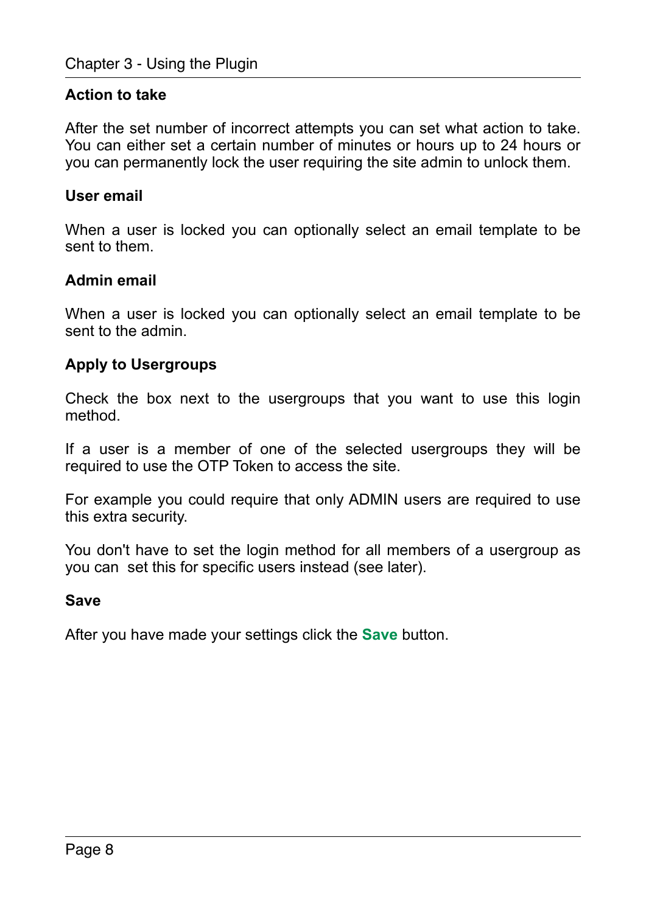### Action to take

After the set number of incorrect attempts you can set what action to take. You can either set a certain number of minutes or hours up to 24 hours or you can permanently lock the user requiring the site admin to unlock them.

### User email

When a user is locked you can optionally select an email template to be sent to them.

### Admin email

When a user is locked you can optionally select an email template to be sent to the admin.

### Apply to Usergroups

Check the box next to the usergroups that you want to use this login method.

If a user is a member of one of the selected usergroups they will be required to use the OTP Token to access the site.

For example you could require that only ADMIN users are required to use this extra security.

You don't have to set the login method for all members of a usergroup as you can  set this for specific users instead (see later).

### Save

After you have made your settings click the **Save** button.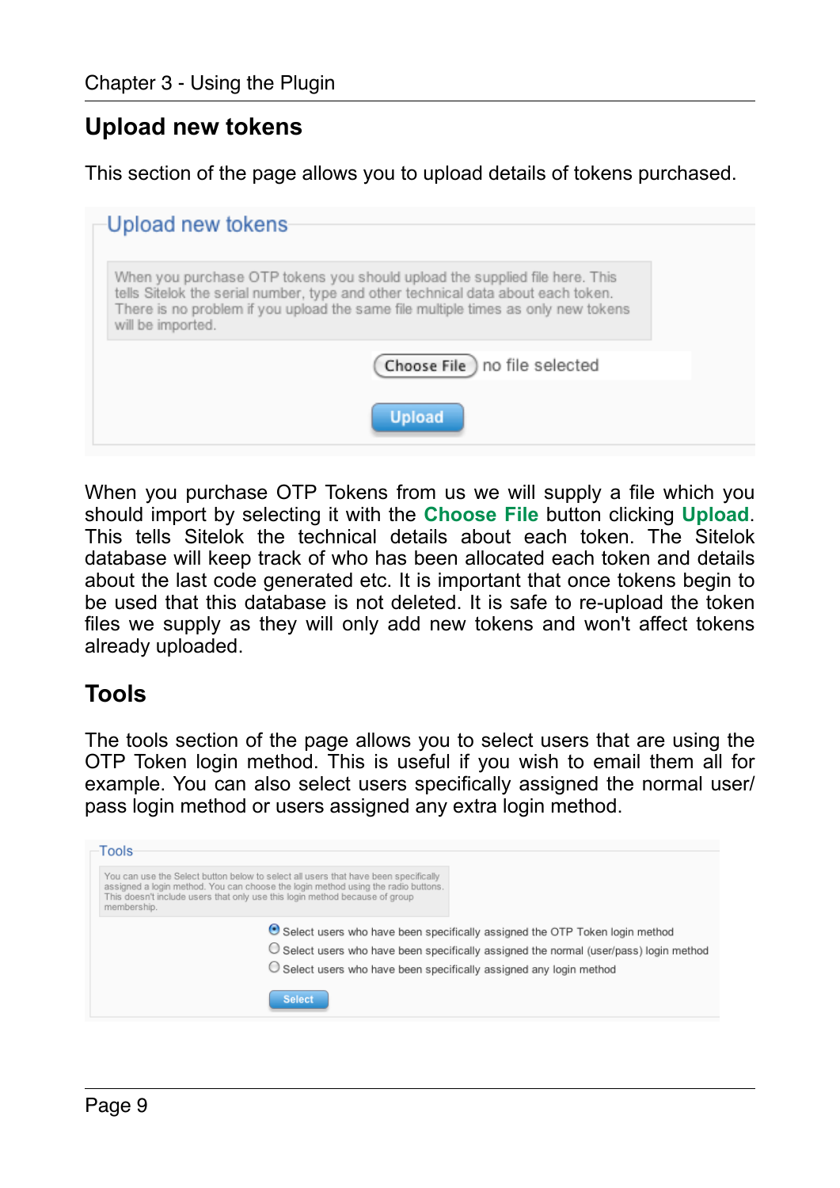## Upload new tokens

This section of the page allows you to upload details of tokens purchased.

When you purchase OTP Tokens from us we will supply a file which you should import by selecting it with the **Choose File** button clicking **Upload**. This tells Sitelok the technical details about each token. The Sitelok database will keep track of who has been allocated each token and details about the last code generated etc. It is important that once tokens begin to be used that this database is not deleted. It is safe to re-upload the token files we supply as they will only add new tokens and won't affect tokens already uploaded.

## Tools

The tools section of the page allows you to select users that are using the OTP Token login method. This is useful if you wish to email them all for example. You can also select users specifically assigned the normal user/pass login method or users assigned any extra login method.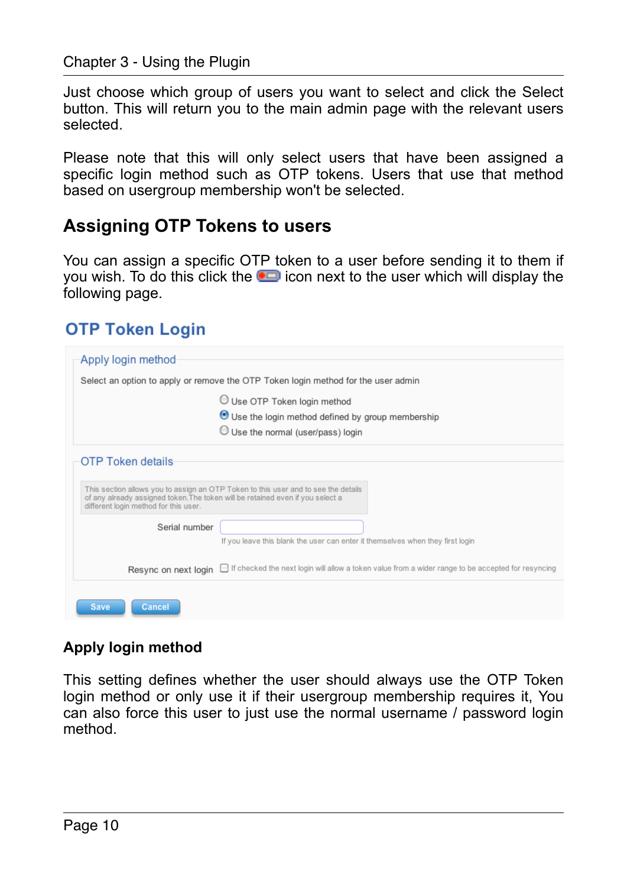Just choose which group of users you want to select and click the Select button. This will return you to the main admin page with the relevant users selected.

Please note that this will only select users that have been assigned a specific login method such as OTP tokens. Users that use that method based on usergroup membership won't be selected.

## Assigning OTP Tokens to users

You can assign a specific OTP token to a user before sending it to them if you wish. To do this click the icon next to the user which will display the following page.

### OTP Token Login

**Apply login method**

Select an option to apply or remove the OTP Token login method for the user admin

- ○ Use OTP Token login method
- ◉ Use the login method defined by group membership
- ○ Use the normal (user/pass) login

**OTP Token details**

This section allows you to assign an OTP Token to this user and to see the details of any already assigned token. The token will be retained even if you select a different login method for this user.

Serial number [ ]
If you leave this blank the user can enter it themselves when they first login

Resync on next login ☐ If checked the next login will allow a token value from a wider range to be accepted for resyncing

[Save] [Cancel]

### Apply login method

This setting defines whether the user should always use the OTP Token login method or only use it if their usergroup membership requires it, You can also force this user to just use the normal username / password login method.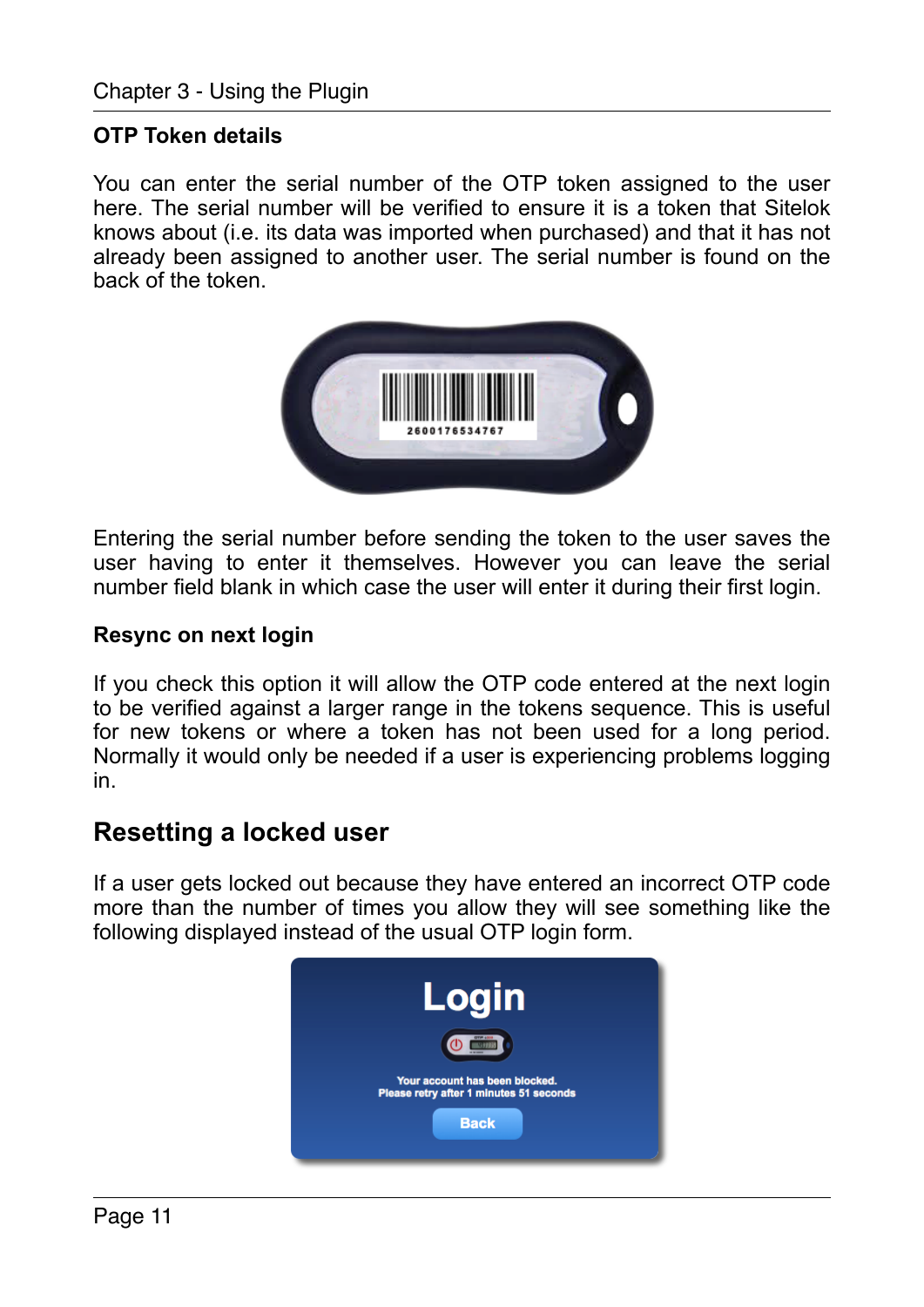### OTP Token details

You can enter the serial number of the OTP token assigned to the user here. The serial number will be verified to ensure it is a token that Sitelok knows about (i.e. its data was imported when purchased) and that it has not already been assigned to another user. The serial number is found on the back of the token.

Entering the serial number before sending the token to the user saves the user having to enter it themselves. However you can leave the serial number field blank in which case the user will enter it during their first login.

### Resync on next login

If you check this option it will allow the OTP code entered at the next login to be verified against a larger range in the tokens sequence. This is useful for new tokens or where a token has not been used for a long period. Normally it would only be needed if a user is experiencing problems logging in.

## Resetting a locked user

If a user gets locked out because they have entered an incorrect OTP code more than the number of times you allow they will see something like the following displayed instead of the usual OTP login form.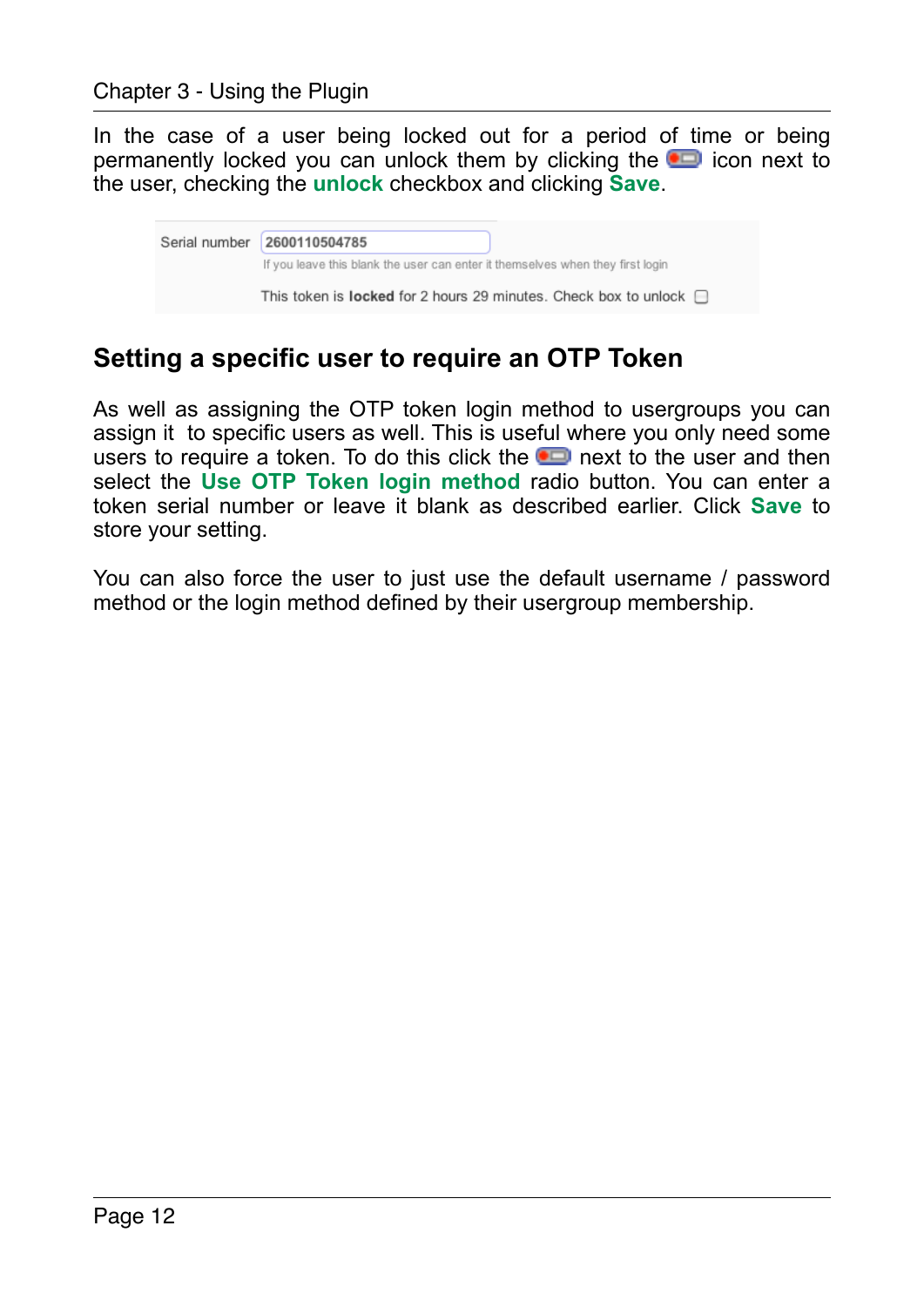In the case of a user being locked out for a period of time or being permanently locked you can unlock them by clicking the icon next to the user, checking the **unlock** checkbox and clicking **Save**.

Serial number 2600110504785

If you leave this blank the user can enter it themselves when they first login

This token is **locked** for 2 hours 29 minutes. Check box to unlock

## Setting a specific user to require an OTP Token

As well as assigning the OTP token login method to usergroups you can assign it to specific users as well. This is useful where you only need some users to require a token. To do this click the next to the user and then select the **Use OTP Token login method** radio button. You can enter a token serial number or leave it blank as described earlier. Click **Save** to store your setting.

You can also force the user to just use the default username / password method or the login method defined by their usergroup membership.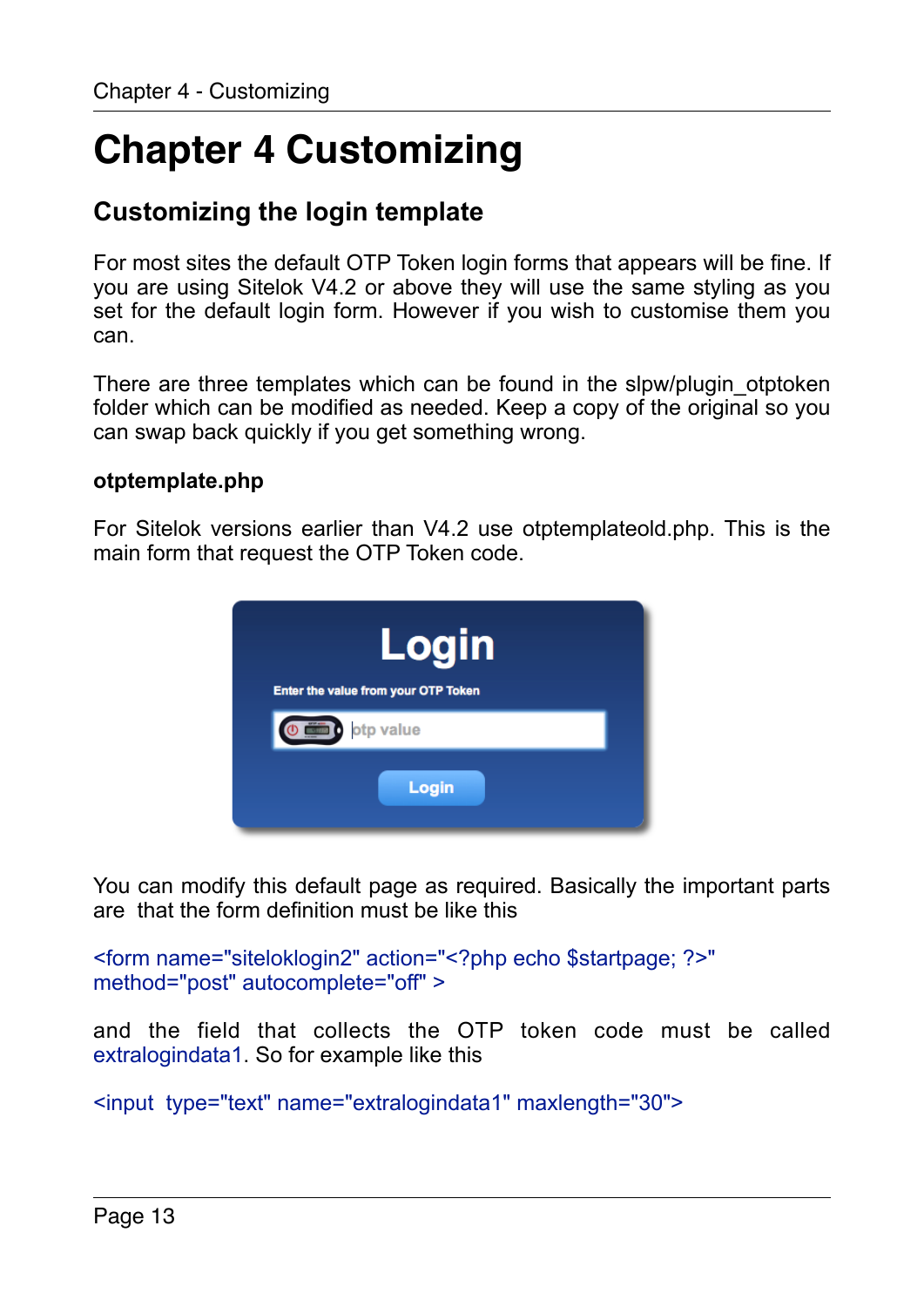# Chapter 4 Customizing

## Customizing the login template

For most sites the default OTP Token login forms that appears will be fine. If you are using Sitelok V4.2 or above they will use the same styling as you set for the default login form. However if you wish to customise them you can.

There are three templates which can be found in the slpw/plugin_otptoken folder which can be modified as needed. Keep a copy of the original so you can swap back quickly if you get something wrong.

### otptemplate.php

For Sitelok versions earlier than V4.2 use otptemplateold.php. This is the main form that request the OTP Token code.

You can modify this default page as required. Basically the important parts are that the form definition must be like this

```
<form name="siteloklogin2" action="<?php echo $startpage; ?>"
method="post" autocomplete="off" >
```

and the field that collects the OTP token code must be called extralogindata1. So for example like this

```
<input type="text" name="extralogindata1" maxlength="30">
```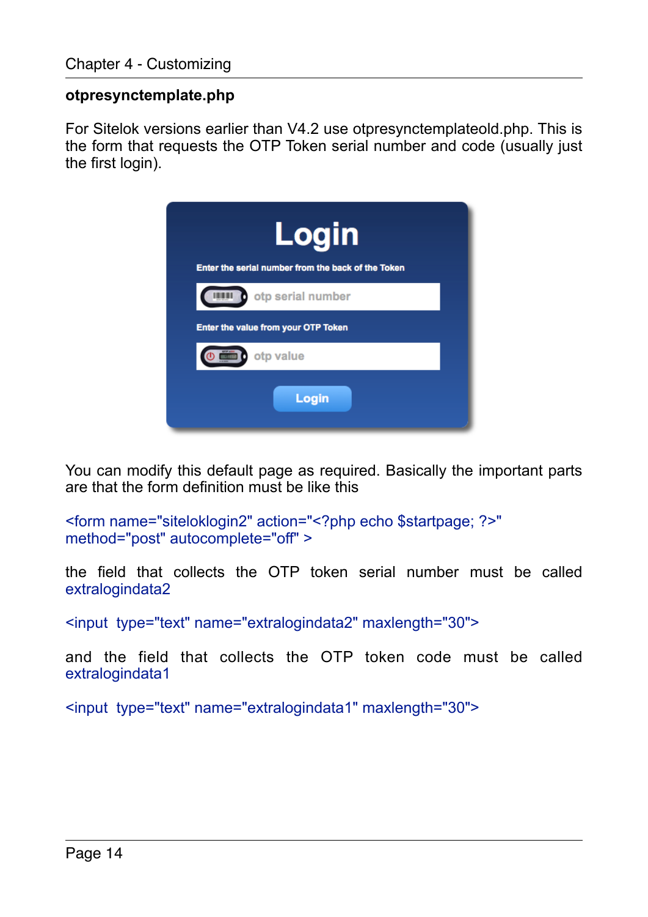**otpresynctemplate.php**

For Sitelok versions earlier than V4.2 use otpresynctemplateold.php. This is the form that requests the OTP Token serial number and code (usually just the first login).

You can modify this default page as required. Basically the important parts are that the form definition must be like this

```
<form name="siteloklogin2" action="<?php echo $startpage; ?>" method="post" autocomplete="off" >
```

the field that collects the OTP token serial number must be called extralogindata2

```
<input  type="text" name="extralogindata2" maxlength="30">
```

and the field that collects the OTP token code must be called extralogindata1

```
<input  type="text" name="extralogindata1" maxlength="30">
```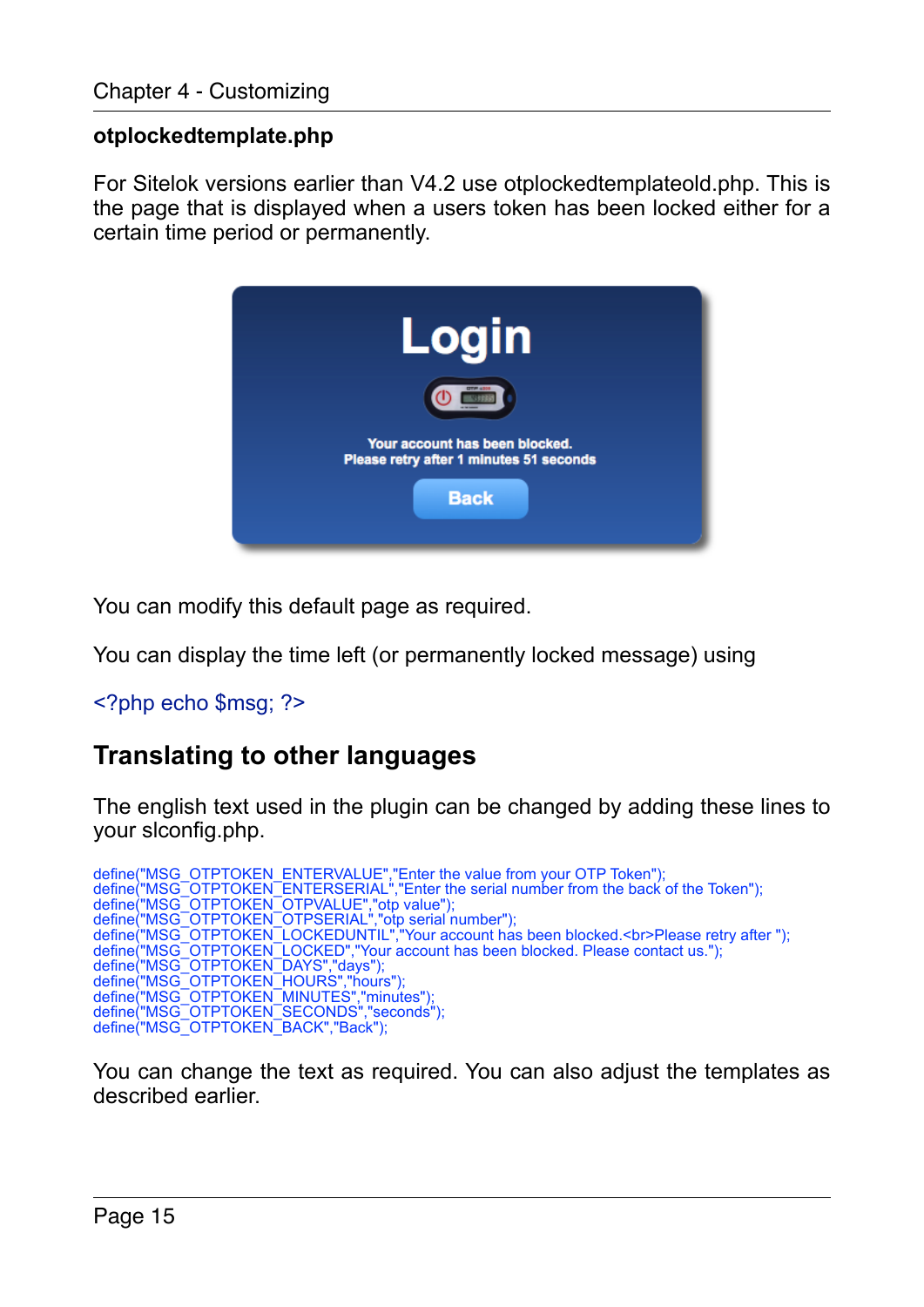### otplockedtemplate.php

For Sitelok versions earlier than V4.2 use otplockedtemplateold.php. This is the page that is displayed when a users token has been locked either for a certain time period or permanently.

You can modify this default page as required.

You can display the time left (or permanently locked message) using

```
<?php echo $msg; ?>
```

## Translating to other languages

The english text used in the plugin can be changed by adding these lines to your slconfig.php.

```
define("MSG_OTPTOKEN_ENTERVALUE","Enter the value from your OTP Token");
define("MSG_OTPTOKEN_ENTERSERIAL","Enter the serial number from the back of the Token");
define("MSG_OTPTOKEN_OTPVALUE","otp value");
define("MSG_OTPTOKEN_OTPSERIAL","otp serial number");
define("MSG_OTPTOKEN_LOCKEDUNTIL","Your account has been blocked.<br>Please retry after ");
define("MSG_OTPTOKEN_LOCKED","Your account has been blocked. Please contact us.");
define("MSG_OTPTOKEN_DAYS","days");
define("MSG_OTPTOKEN_HOURS","hours");
define("MSG_OTPTOKEN_MINUTES","minutes");
define("MSG_OTPTOKEN_SECONDS","seconds");
define("MSG_OTPTOKEN_BACK","Back");
```

You can change the text as required. You can also adjust the templates as described earlier.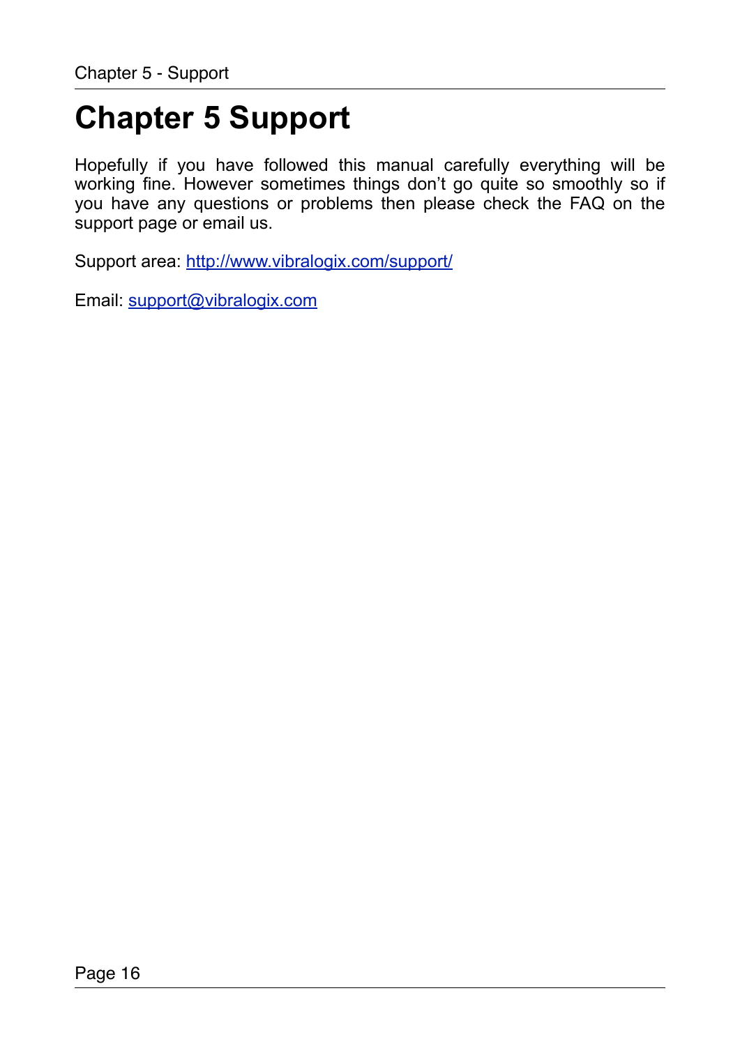# Chapter 5 Support

Hopefully if you have followed this manual carefully everything will be working fine. However sometimes things don't go quite so smoothly so if you have any questions or problems then please check the FAQ on the support page or email us.

Support area: http://www.vibralogix.com/support/

Email: support@vibralogix.com